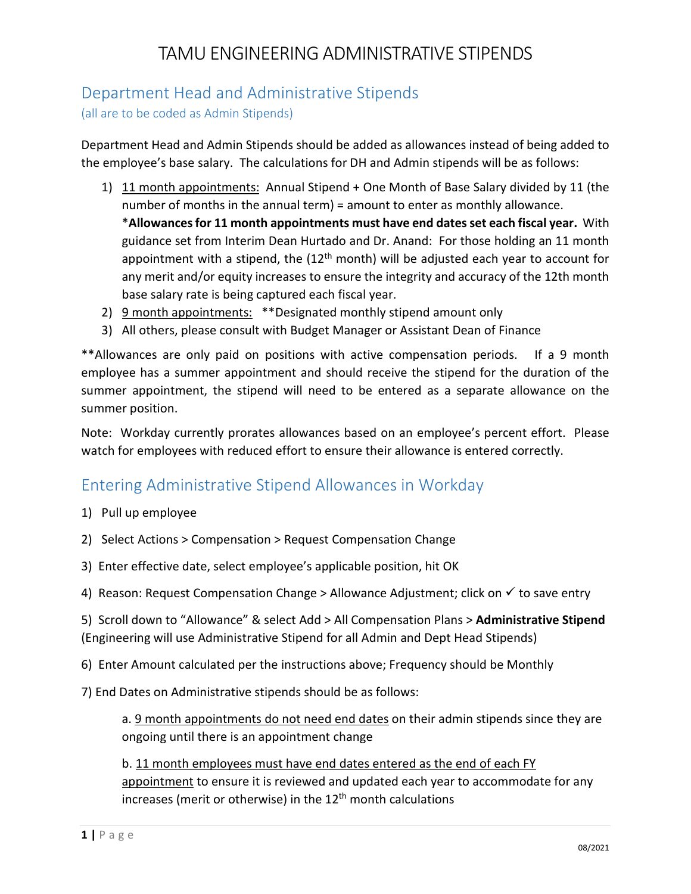# TAMU ENGINEERING ADMINISTRATIVE STIPENDS

## Department Head and Administrative Stipends

(all are to be coded as Admin Stipends)

Department Head and Admin Stipends should be added as allowances instead of being added to the employee's base salary. The calculations for DH and Admin stipends will be as follows:

1) <u>11 month appointments:</u> Annual Stipend + One Month of Base Salary divided by 11 (the number of months in the annual term) = amount to enter as monthly allowance.
   ***Allowances for 11 month appointments must have end dates set each fiscal year.** With guidance set from Interim Dean Hurtado and Dr. Anand: For those holding an 11 month appointment with a stipend, the (12th month) will be adjusted each year to account for any merit and/or equity increases to ensure the integrity and accuracy of the 12th month base salary rate is being captured each fiscal year.
2) <u>9 month appointments:</u> **Designated monthly stipend amount only
3) All others, please consult with Budget Manager or Assistant Dean of Finance

**Allowances are only paid on positions with active compensation periods. If a 9 month employee has a summer appointment and should receive the stipend for the duration of the summer appointment, the stipend will need to be entered as a separate allowance on the summer position.

Note: Workday currently prorates allowances based on an employee's percent effort. Please watch for employees with reduced effort to ensure their allowance is entered correctly.

## Entering Administrative Stipend Allowances in Workday

1) Pull up employee

2) Select Actions > Compensation > Request Compensation Change

3) Enter effective date, select employee's applicable position, hit OK

4) Reason: Request Compensation Change > Allowance Adjustment; click on ✓ to save entry

5) Scroll down to "Allowance" & select Add > All Compensation Plans > **Administrative Stipend** (Engineering will use Administrative Stipend for all Admin and Dept Head Stipends)

6) Enter Amount calculated per the instructions above; Frequency should be Monthly

7) End Dates on Administrative stipends should be as follows:

   a. <u>9 month appointments do not need end dates</u> on their admin stipends since they are ongoing until there is an appointment change

   b. <u>11 month employees must have end dates entered as the end of each FY appointment</u> to ensure it is reviewed and updated each year to accommodate for any increases (merit or otherwise) in the 12th month calculations

08/2021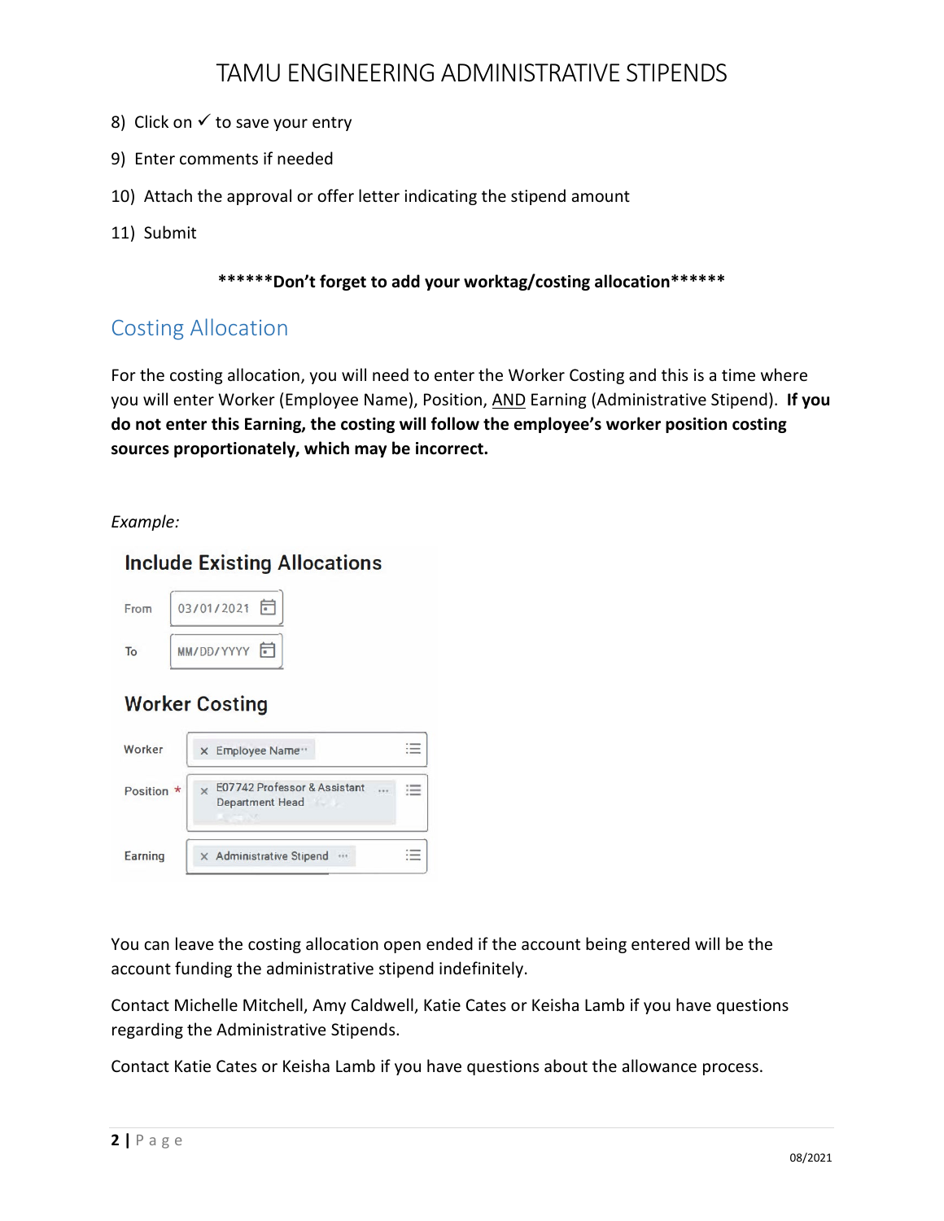8) Click on ✓ to save your entry
9) Enter comments if needed
10) Attach the approval or offer letter indicating the stipend amount
11) Submit

**\*\*\*\*\*\*Don't forget to add your worktag/costing allocation\*\*\*\*\*\***

## Costing Allocation

For the costing allocation, you will need to enter the Worker Costing and this is a time where you will enter Worker (Employee Name), Position, AND Earning (Administrative Stipend). **If you do not enter this Earning, the costing will follow the employee's worker position costing sources proportionately, which may be incorrect.**

*Example:*

**Include Existing Allocations**

From 03/01/2021

To MM/DD/YYYY

**Worker Costing**

Worker: Employee Name

Position *: E07742 Professor & Assistant Department Head

Earning: Administrative Stipend

You can leave the costing allocation open ended if the account being entered will be the account funding the administrative stipend indefinitely.

Contact Michelle Mitchell, Amy Caldwell, Katie Cates or Keisha Lamb if you have questions regarding the Administrative Stipends.

Contact Katie Cates or Keisha Lamb if you have questions about the allowance process.

08/2021